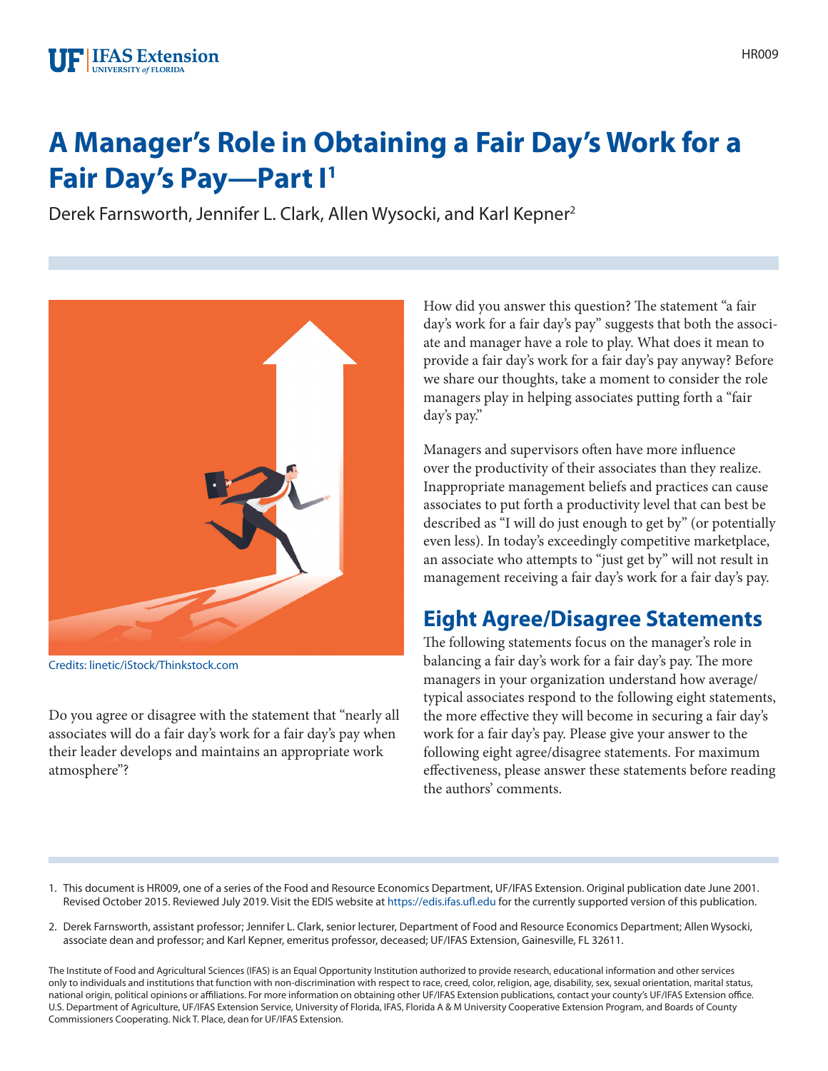# A Manager's Role in Obtaining a Fair Day's Work for a Fair Day's Pay—Part I[1]

Derek Farnsworth, Jennifer L. Clark, Allen Wysocki, and Karl Kepner[2]

Credits: linetic/iStock/Thinkstock.com

Do you agree or disagree with the statement that "nearly all associates will do a fair day's work for a fair day's pay when their leader develops and maintains an appropriate work atmosphere"?

How did you answer this question? The statement "a fair day's work for a fair day's pay" suggests that both the associate and manager have a role to play. What does it mean to provide a fair day's work for a fair day's pay anyway? Before we share our thoughts, take a moment to consider the role managers play in helping associates putting forth a "fair day's pay."

Managers and supervisors often have more influence over the productivity of their associates than they realize. Inappropriate management beliefs and practices can cause associates to put forth a productivity level that can best be described as "I will do just enough to get by" (or potentially even less). In today's exceedingly competitive marketplace, an associate who attempts to "just get by" will not result in management receiving a fair day's work for a fair day's pay.

## Eight Agree/Disagree Statements

The following statements focus on the manager's role in balancing a fair day's work for a fair day's pay. The more managers in your organization understand how average/typical associates respond to the following eight statements, the more effective they will become in securing a fair day's work for a fair day's pay. Please give your answer to the following eight agree/disagree statements. For maximum effectiveness, please answer these statements before reading the authors' comments.

---

1. This document is HR009, one of a series of the Food and Resource Economics Department, UF/IFAS Extension. Original publication date June 2001. Revised October 2015. Reviewed July 2019. Visit the EDIS website at https://edis.ifas.ufl.edu for the currently supported version of this publication.

2. Derek Farnsworth, assistant professor; Jennifer L. Clark, senior lecturer, Department of Food and Resource Economics Department; Allen Wysocki, associate dean and professor; and Karl Kepner, emeritus professor, deceased; UF/IFAS Extension, Gainesville, FL 32611.

The Institute of Food and Agricultural Sciences (IFAS) is an Equal Opportunity Institution authorized to provide research, educational information and other services only to individuals and institutions that function with non-discrimination with respect to race, creed, color, religion, age, disability, sex, sexual orientation, marital status, national origin, political opinions or affiliations. For more information on obtaining other UF/IFAS Extension publications, contact your county's UF/IFAS Extension office. U.S. Department of Agriculture, UF/IFAS Extension Service, University of Florida, IFAS, Florida A & M University Cooperative Extension Program, and Boards of County Commissioners Cooperating. Nick T. Place, dean for UF/IFAS Extension.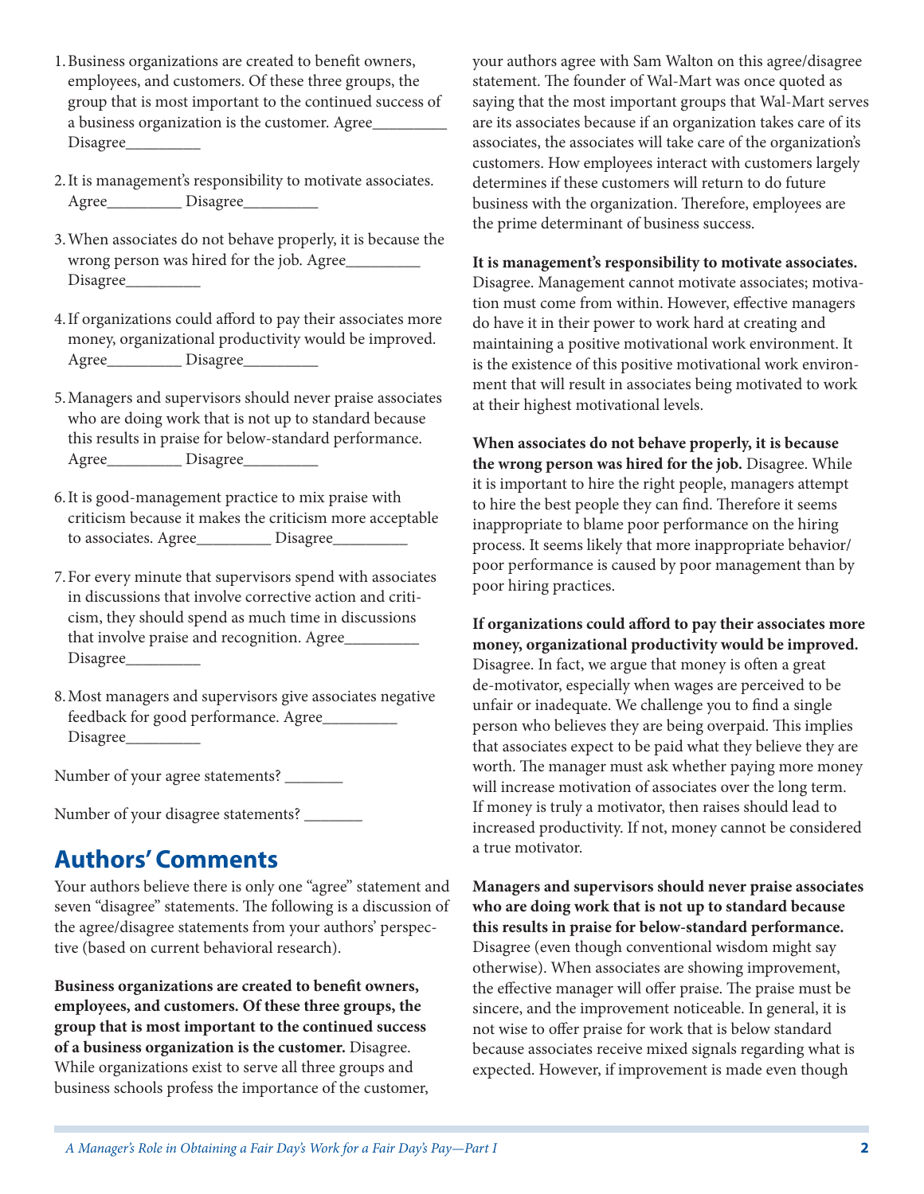1. Business organizations are created to benefit owners, employees, and customers. Of these three groups, the group that is most important to the continued success of a business organization is the customer. Agree_________ Disagree_________

2. It is management's responsibility to motivate associates. Agree_________ Disagree_________

3. When associates do not behave properly, it is because the wrong person was hired for the job. Agree_________ Disagree_________

4. If organizations could afford to pay their associates more money, organizational productivity would be improved. Agree_________ Disagree_________

5. Managers and supervisors should never praise associates who are doing work that is not up to standard because this results in praise for below-standard performance. Agree_________ Disagree_________

6. It is good-management practice to mix praise with criticism because it makes the criticism more acceptable to associates. Agree_________ Disagree_________

7. For every minute that supervisors spend with associates in discussions that involve corrective action and criticism, they should spend as much time in discussions that involve praise and recognition. Agree_________ Disagree_________

8. Most managers and supervisors give associates negative feedback for good performance. Agree_________ Disagree_________

Number of your agree statements? _______

Number of your disagree statements? _______

## Authors' Comments

Your authors believe there is only one "agree" statement and seven "disagree" statements. The following is a discussion of the agree/disagree statements from your authors' perspective (based on current behavioral research).

**Business organizations are created to benefit owners, employees, and customers. Of these three groups, the group that is most important to the continued success of a business organization is the customer.** Disagree. While organizations exist to serve all three groups and business schools profess the importance of the customer, your authors agree with Sam Walton on this agree/disagree statement. The founder of Wal-Mart was once quoted as saying that the most important groups that Wal-Mart serves are its associates because if an organization takes care of its associates, the associates will take care of the organization's customers. How employees interact with customers largely determines if these customers will return to do future business with the organization. Therefore, employees are the prime determinant of business success.

**It is management's responsibility to motivate associates.** Disagree. Management cannot motivate associates; motivation must come from within. However, effective managers do have it in their power to work hard at creating and maintaining a positive motivational work environment. It is the existence of this positive motivational work environment that will result in associates being motivated to work at their highest motivational levels.

**When associates do not behave properly, it is because the wrong person was hired for the job.** Disagree. While it is important to hire the right people, managers attempt to hire the best people they can find. Therefore it seems inappropriate to blame poor performance on the hiring process. It seems likely that more inappropriate behavior/poor performance is caused by poor management than by poor hiring practices.

**If organizations could afford to pay their associates more money, organizational productivity would be improved.** Disagree. In fact, we argue that money is often a great de-motivator, especially when wages are perceived to be unfair or inadequate. We challenge you to find a single person who believes they are being overpaid. This implies that associates expect to be paid what they believe they are worth. The manager must ask whether paying more money will increase motivation of associates over the long term. If money is truly a motivator, then raises should lead to increased productivity. If not, money cannot be considered a true motivator.

**Managers and supervisors should never praise associates who are doing work that is not up to standard because this results in praise for below-standard performance.** Disagree (even though conventional wisdom might say otherwise). When associates are showing improvement, the effective manager will offer praise. The praise must be sincere, and the improvement noticeable. In general, it is not wise to offer praise for work that is below standard because associates receive mixed signals regarding what is expected. However, if improvement is made even though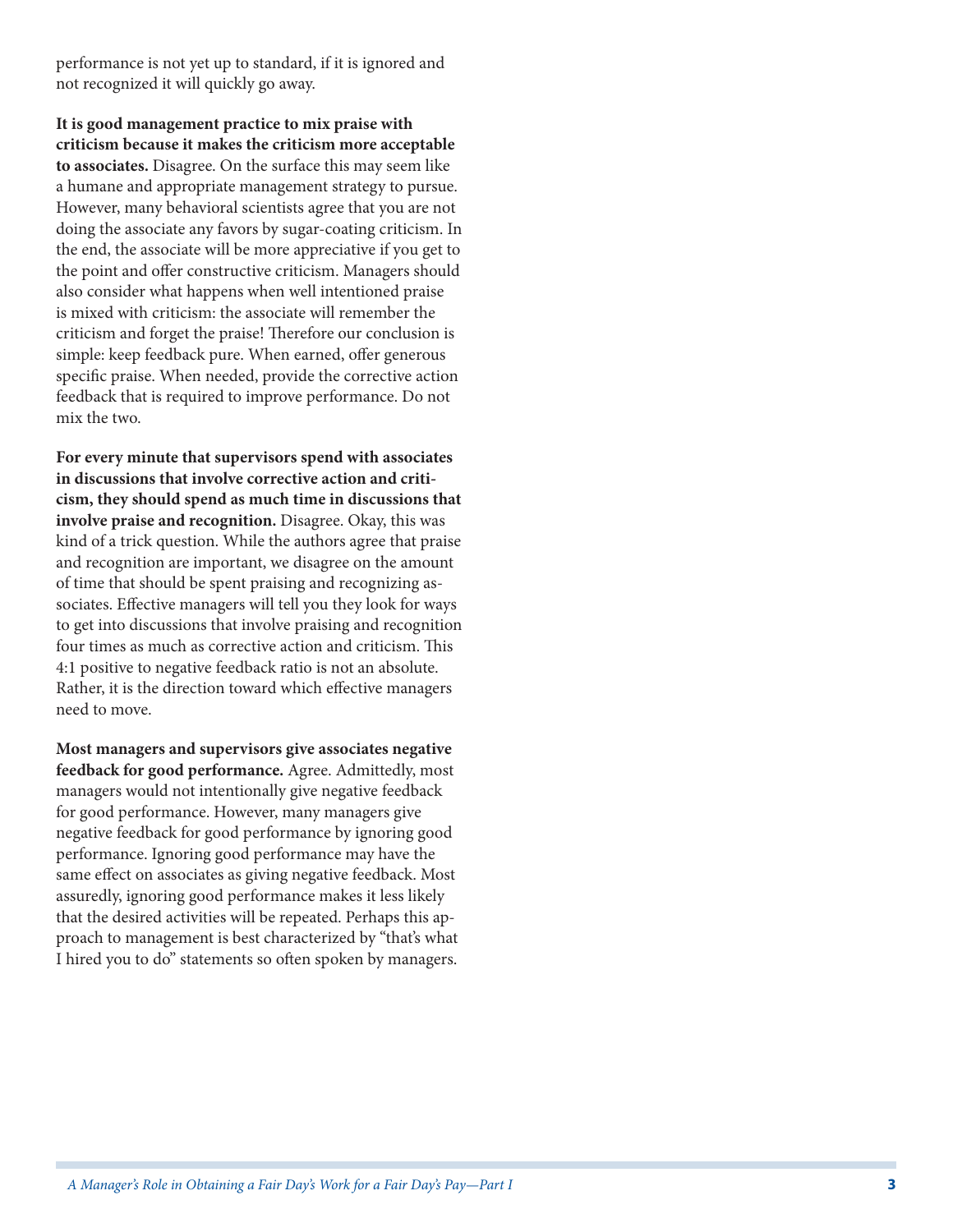performance is not yet up to standard, if it is ignored and not recognized it will quickly go away.

**It is good management practice to mix praise with criticism because it makes the criticism more acceptable to associates.** Disagree. On the surface this may seem like a humane and appropriate management strategy to pursue. However, many behavioral scientists agree that you are not doing the associate any favors by sugar-coating criticism. In the end, the associate will be more appreciative if you get to the point and offer constructive criticism. Managers should also consider what happens when well intentioned praise is mixed with criticism: the associate will remember the criticism and forget the praise! Therefore our conclusion is simple: keep feedback pure. When earned, offer generous specific praise. When needed, provide the corrective action feedback that is required to improve performance. Do not mix the two.

**For every minute that supervisors spend with associates in discussions that involve corrective action and criticism, they should spend as much time in discussions that involve praise and recognition.** Disagree. Okay, this was kind of a trick question. While the authors agree that praise and recognition are important, we disagree on the amount of time that should be spent praising and recognizing associates. Effective managers will tell you they look for ways to get into discussions that involve praising and recognition four times as much as corrective action and criticism. This 4:1 positive to negative feedback ratio is not an absolute. Rather, it is the direction toward which effective managers need to move.

**Most managers and supervisors give associates negative feedback for good performance.** Agree. Admittedly, most managers would not intentionally give negative feedback for good performance. However, many managers give negative feedback for good performance by ignoring good performance. Ignoring good performance may have the same effect on associates as giving negative feedback. Most assuredly, ignoring good performance makes it less likely that the desired activities will be repeated. Perhaps this approach to management is best characterized by "that's what I hired you to do" statements so often spoken by managers.